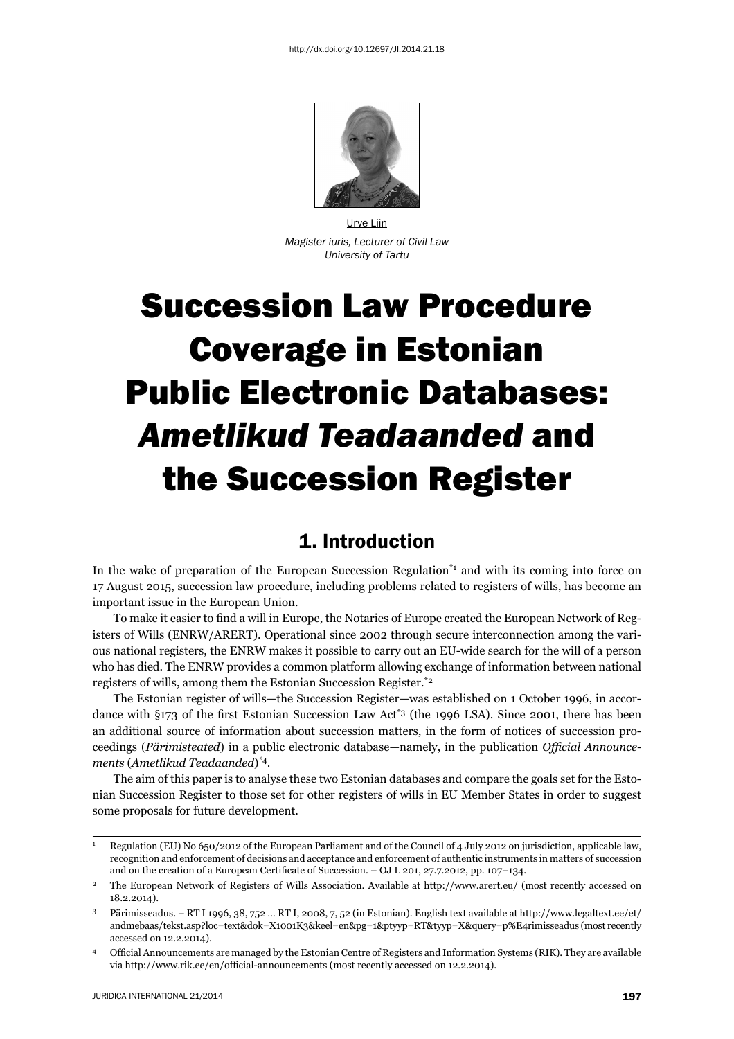http://dx.doi.org/10.12697/JI.2014.21.18

Urve Liin
*Magister iuris, Lecturer of Civil Law*
*University of Tartu*

# Succession Law Procedure Coverage in Estonian Public Electronic Databases: *Ametlikud Teadaanded* and the Succession Register

## 1. Introduction

In the wake of preparation of the European Succession Regulation*[1] and with its coming into force on 17 August 2015, succession law procedure, including problems related to registers of wills, has become an important issue in the European Union.

To make it easier to find a will in Europe, the Notaries of Europe created the European Network of Registers of Wills (ENRW/ARERT). Operational since 2002 through secure interconnection among the various national registers, the ENRW makes it possible to carry out an EU-wide search for the will of a person who has died. The ENRW provides a common platform allowing exchange of information between national registers of wills, among them the Estonian Succession Register.*[2]

The Estonian register of wills—the Succession Register—was established on 1 October 1996, in accordance with §173 of the first Estonian Succession Law Act*[3] (the 1996 LSA). Since 2001, there has been an additional source of information about succession matters, in the form of notices of succession proceedings (*Pärimisteated*) in a public electronic database—namely, in the publication *Official Announcements* (*Ametlikud Teadaanded*)*[4].

The aim of this paper is to analyse these two Estonian databases and compare the goals set for the Estonian Succession Register to those set for other registers of wills in EU Member States in order to suggest some proposals for future development.

---

1 Regulation (EU) No 650/2012 of the European Parliament and of the Council of 4 July 2012 on jurisdiction, applicable law, recognition and enforcement of decisions and acceptance and enforcement of authentic instruments in matters of succession and on the creation of a European Certificate of Succession. – OJ L 201, 27.7.2012, pp. 107–134.

2 The European Network of Registers of Wills Association. Available at http://www.arert.eu/ (most recently accessed on 18.2.2014).

3 Pärimisseadus. – RT I 1996, 38, 752 ... RT I, 2008, 7, 52 (in Estonian). English text available at http://www.legaltext.ee/et/andmebaas/tekst.asp?loc=text&dok=X1001K3&keel=en&pg=1&ptyyp=RT&tyyp=X&query=p%E4rimisseadus (most recently accessed on 12.2.2014).

4 Official Announcements are managed by the Estonian Centre of Registers and Information Systems (RIK). They are available via http://www.rik.ee/en/official-announcements (most recently accessed on 12.2.2014).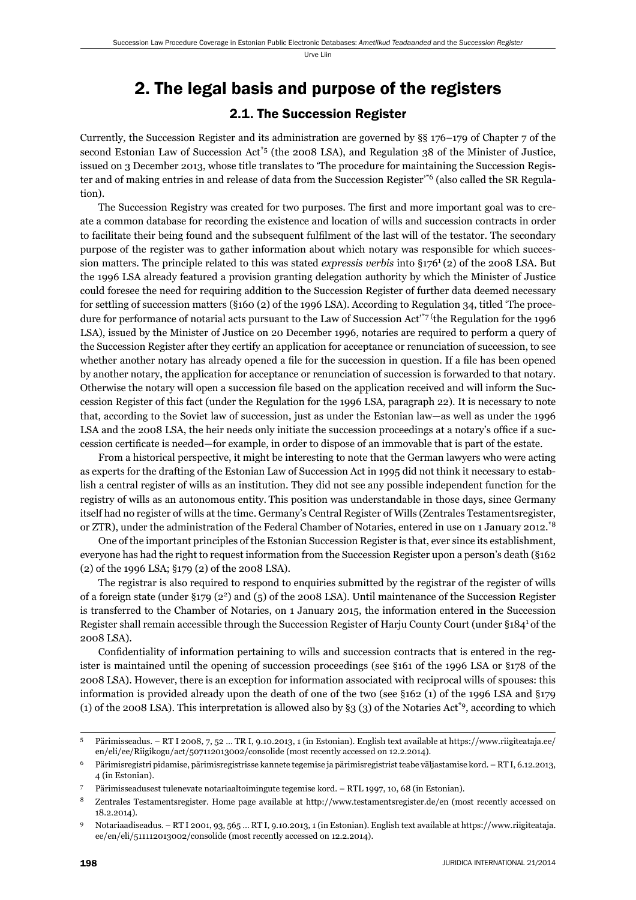# 2. The legal basis and purpose of the registers

## 2.1. The Succession Register

Currently, the Succession Register and its administration are governed by §§ 176–179 of Chapter 7 of the second Estonian Law of Succession Act[*5] (the 2008 LSA), and Regulation 38 of the Minister of Justice, issued on 3 December 2013, whose title translates to 'The procedure for maintaining the Succession Register and of making entries in and release of data from the Succession Register'[*6] (also called the SR Regulation).

The Succession Registry was created for two purposes. The first and more important goal was to create a common database for recording the existence and location of wills and succession contracts in order to facilitate their being found and the subsequent fulfilment of the last will of the testator. The secondary purpose of the register was to gather information about which notary was responsible for which succession matters. The principle related to this was stated *expressis verbis* into §176[1] (2) of the 2008 LSA. But the 1996 LSA already featured a provision granting delegation authority by which the Minister of Justice could foresee the need for requiring addition to the Succession Register of further data deemed necessary for settling of succession matters (§160 (2) of the 1996 LSA). According to Regulation 34, titled 'The procedure for performance of notarial acts pursuant to the Law of Succession Act'[*7] (the Regulation for the 1996 LSA), issued by the Minister of Justice on 20 December 1996, notaries are required to perform a query of the Succession Register after they certify an application for acceptance or renunciation of succession, to see whether another notary has already opened a file for the succession in question. If a file has been opened by another notary, the application for acceptance or renunciation of succession is forwarded to that notary. Otherwise the notary will open a succession file based on the application received and will inform the Succession Register of this fact (under the Regulation for the 1996 LSA, paragraph 22). It is necessary to note that, according to the Soviet law of succession, just as under the Estonian law—as well as under the 1996 LSA and the 2008 LSA, the heir needs only initiate the succession proceedings at a notary's office if a succession certificate is needed—for example, in order to dispose of an immovable that is part of the estate.

From a historical perspective, it might be interesting to note that the German lawyers who were acting as experts for the drafting of the Estonian Law of Succession Act in 1995 did not think it necessary to establish a central register of wills as an institution. They did not see any possible independent function for the registry of wills as an autonomous entity. This position was understandable in those days, since Germany itself had no register of wills at the time. Germany's Central Register of Wills (Zentrales Testamentsregister, or ZTR), under the administration of the Federal Chamber of Notaries, entered in use on 1 January 2012.[*8]

One of the important principles of the Estonian Succession Register is that, ever since its establishment, everyone has had the right to request information from the Succession Register upon a person's death (§162 (2) of the 1996 LSA; §179 (2) of the 2008 LSA).

The registrar is also required to respond to enquiries submitted by the registrar of the register of wills of a foreign state (under §179 (2[2]) and (5) of the 2008 LSA). Until maintenance of the Succession Register is transferred to the Chamber of Notaries, on 1 January 2015, the information entered in the Succession Register shall remain accessible through the Succession Register of Harju County Court (under §184[1] of the 2008 LSA).

Confidentiality of information pertaining to wills and succession contracts that is entered in the register is maintained until the opening of succession proceedings (see §161 of the 1996 LSA or §178 of the 2008 LSA). However, there is an exception for information associated with reciprocal wills of spouses: this information is provided already upon the death of one of the two (see §162 (1) of the 1996 LSA and §179 (1) of the 2008 LSA). This interpretation is allowed also by §3 (3) of the Notaries Act[*9], according to which

---

[5] Pärimisseadus. – RT I 2008, 7, 52 … TR I, 9.10.2013, 1 (in Estonian). English text available at https://www.riigiteataja.ee/en/eli/ee/Riigikogu/act/507112013002/consolide (most recently accessed on 12.2.2014).

[6] Pärimisregistri pidamise, pärimisregistrisse kannete tegemise ja pärimisregistrist teabe väljastamise kord. – RT I, 6.12.2013, 4 (in Estonian).

[7] Pärimisseadusest tulenevate notariaaltoimingute tegemise kord. – RTL 1997, 10, 68 (in Estonian).

[8] Zentrales Testamentsregister. Home page available at http://www.testamentsregister.de/en (most recently accessed on 18.2.2014).

[9] Notariaadiseadus. – RT I 2001, 93, 565 … RT I, 9.10.2013, 1 (in Estonian). English text available at https://www.riigiteataja.ee/en/eli/511112013002/consolide (most recently accessed on 12.2.2014).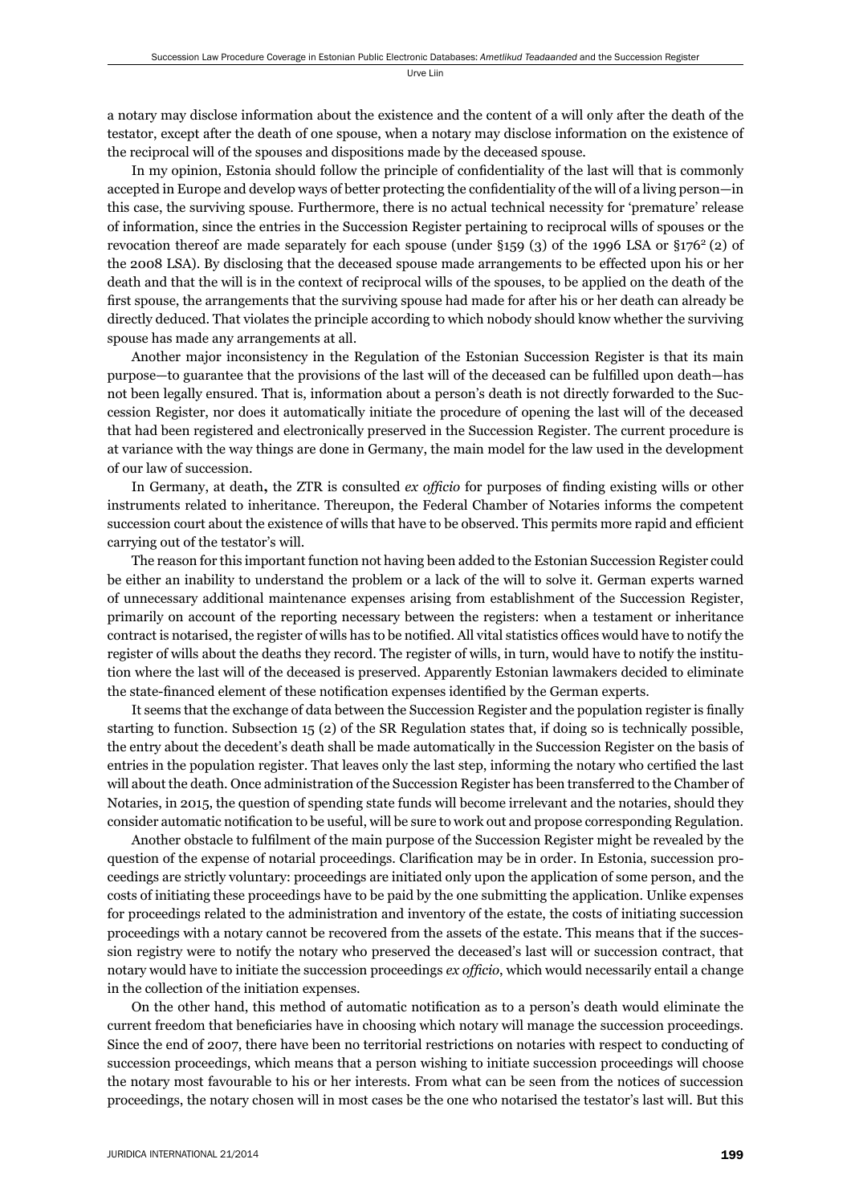a notary may disclose information about the existence and the content of a will only after the death of the testator, except after the death of one spouse, when a notary may disclose information on the existence of the reciprocal will of the spouses and dispositions made by the deceased spouse.

In my opinion, Estonia should follow the principle of confidentiality of the last will that is commonly accepted in Europe and develop ways of better protecting the confidentiality of the will of a living person—in this case, the surviving spouse. Furthermore, there is no actual technical necessity for 'premature' release of information, since the entries in the Succession Register pertaining to reciprocal wills of spouses or the revocation thereof are made separately for each spouse (under §159 (3) of the 1996 LSA or §$176^2$ (2) of the 2008 LSA). By disclosing that the deceased spouse made arrangements to be effected upon his or her death and that the will is in the context of reciprocal wills of the spouses, to be applied on the death of the first spouse, the arrangements that the surviving spouse had made for after his or her death can already be directly deduced. That violates the principle according to which nobody should know whether the surviving spouse has made any arrangements at all.

Another major inconsistency in the Regulation of the Estonian Succession Register is that its main purpose—to guarantee that the provisions of the last will of the deceased can be fulfilled upon death—has not been legally ensured. That is, information about a person's death is not directly forwarded to the Succession Register, nor does it automatically initiate the procedure of opening the last will of the deceased that had been registered and electronically preserved in the Succession Register. The current procedure is at variance with the way things are done in Germany, the main model for the law used in the development of our law of succession.

In Germany, at death, the ZTR is consulted *ex officio* for purposes of finding existing wills or other instruments related to inheritance. Thereupon, the Federal Chamber of Notaries informs the competent succession court about the existence of wills that have to be observed. This permits more rapid and efficient carrying out of the testator's will.

The reason for this important function not having been added to the Estonian Succession Register could be either an inability to understand the problem or a lack of the will to solve it. German experts warned of unnecessary additional maintenance expenses arising from establishment of the Succession Register, primarily on account of the reporting necessary between the registers: when a testament or inheritance contract is notarised, the register of wills has to be notified. All vital statistics offices would have to notify the register of wills about the deaths they record. The register of wills, in turn, would have to notify the institution where the last will of the deceased is preserved. Apparently Estonian lawmakers decided to eliminate the state-financed element of these notification expenses identified by the German experts.

It seems that the exchange of data between the Succession Register and the population register is finally starting to function. Subsection 15 (2) of the SR Regulation states that, if doing so is technically possible, the entry about the decedent's death shall be made automatically in the Succession Register on the basis of entries in the population register. That leaves only the last step, informing the notary who certified the last will about the death. Once administration of the Succession Register has been transferred to the Chamber of Notaries, in 2015, the question of spending state funds will become irrelevant and the notaries, should they consider automatic notification to be useful, will be sure to work out and propose corresponding Regulation.

Another obstacle to fulfilment of the main purpose of the Succession Register might be revealed by the question of the expense of notarial proceedings. Clarification may be in order. In Estonia, succession proceedings are strictly voluntary: proceedings are initiated only upon the application of some person, and the costs of initiating these proceedings have to be paid by the one submitting the application. Unlike expenses for proceedings related to the administration and inventory of the estate, the costs of initiating succession proceedings with a notary cannot be recovered from the assets of the estate. This means that if the succession registry were to notify the notary who preserved the deceased's last will or succession contract, that notary would have to initiate the succession proceedings *ex officio*, which would necessarily entail a change in the collection of the initiation expenses.

On the other hand, this method of automatic notification as to a person's death would eliminate the current freedom that beneficiaries have in choosing which notary will manage the succession proceedings. Since the end of 2007, there have been no territorial restrictions on notaries with respect to conducting of succession proceedings, which means that a person wishing to initiate succession proceedings will choose the notary most favourable to his or her interests. From what can be seen from the notices of succession proceedings, the notary chosen will in most cases be the one who notarised the testator's last will. But this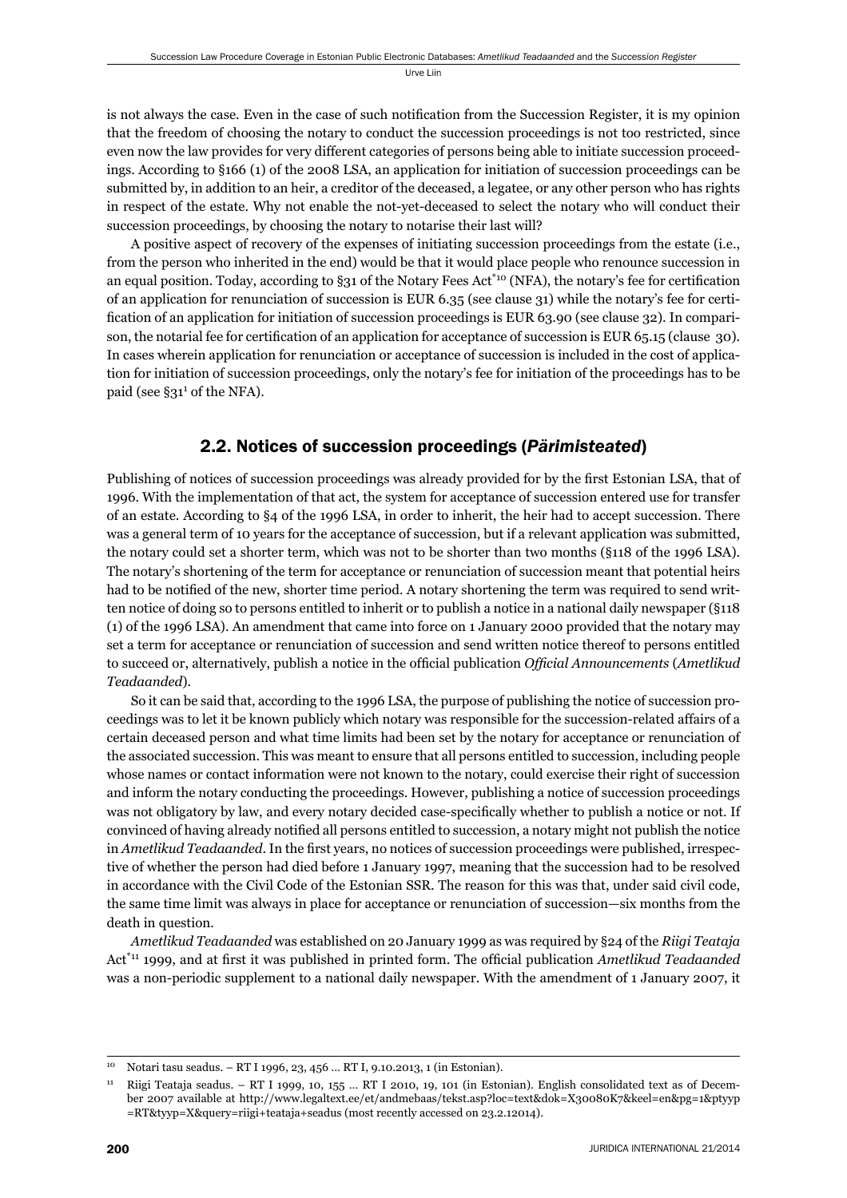is not always the case. Even in the case of such notification from the Succession Register, it is my opinion that the freedom of choosing the notary to conduct the succession proceedings is not too restricted, since even now the law provides for very different categories of persons being able to initiate succession proceedings. According to §166 (1) of the 2008 LSA, an application for initiation of succession proceedings can be submitted by, in addition to an heir, a creditor of the deceased, a legatee, or any other person who has rights in respect of the estate. Why not enable the not-yet-deceased to select the notary who will conduct their succession proceedings, by choosing the notary to notarise their last will?

A positive aspect of recovery of the expenses of initiating succession proceedings from the estate (i.e., from the person who inherited in the end) would be that it would place people who renounce succession in an equal position. Today, according to §31 of the Notary Fees Act[*10] (NFA), the notary's fee for certification of an application for renunciation of succession is EUR 6.35 (see clause 31) while the notary's fee for certification of an application for initiation of succession proceedings is EUR 63.90 (see clause 32). In comparison, the notarial fee for certification of an application for acceptance of succession is EUR 65.15 (clause 30). In cases wherein application for renunciation or acceptance of succession is included in the cost of application for initiation of succession proceedings, only the notary's fee for initiation of the proceedings has to be paid (see §31[1] of the NFA).

## 2.2. Notices of succession proceedings (*Pärimisteated*)

Publishing of notices of succession proceedings was already provided for by the first Estonian LSA, that of 1996. With the implementation of that act, the system for acceptance of succession entered use for transfer of an estate. According to §4 of the 1996 LSA, in order to inherit, the heir had to accept succession. There was a general term of 10 years for the acceptance of succession, but if a relevant application was submitted, the notary could set a shorter term, which was not to be shorter than two months (§118 of the 1996 LSA). The notary's shortening of the term for acceptance or renunciation of succession meant that potential heirs had to be notified of the new, shorter time period. A notary shortening the term was required to send written notice of doing so to persons entitled to inherit or to publish a notice in a national daily newspaper (§118 (1) of the 1996 LSA). An amendment that came into force on 1 January 2000 provided that the notary may set a term for acceptance or renunciation of succession and send written notice thereof to persons entitled to succeed or, alternatively, publish a notice in the official publication *Official Announcements* (*Ametlikud Teadaanded*).

So it can be said that, according to the 1996 LSA, the purpose of publishing the notice of succession proceedings was to let it be known publicly which notary was responsible for the succession-related affairs of a certain deceased person and what time limits had been set by the notary for acceptance or renunciation of the associated succession. This was meant to ensure that all persons entitled to succession, including people whose names or contact information were not known to the notary, could exercise their right of succession and inform the notary conducting the proceedings. However, publishing a notice of succession proceedings was not obligatory by law, and every notary decided case-specifically whether to publish a notice or not. If convinced of having already notified all persons entitled to succession, a notary might not publish the notice in *Ametlikud Teadaanded*. In the first years, no notices of succession proceedings were published, irrespective of whether the person had died before 1 January 1997, meaning that the succession had to be resolved in accordance with the Civil Code of the Estonian SSR. The reason for this was that, under said civil code, the same time limit was always in place for acceptance or renunciation of succession—six months from the death in question.

*Ametlikud Teadaanded* was established on 20 January 1999 as was required by §24 of the *Riigi Teataja* Act[*11] 1999, and at first it was published in printed form. The official publication *Ametlikud Teadaanded* was a non-periodic supplement to a national daily newspaper. With the amendment of 1 January 2007, it

---

[10] Notari tasu seadus. – RT I 1996, 23, 456 … RT I, 9.10.2013, 1 (in Estonian).

[11] Riigi Teataja seadus. – RT I 1999, 10, 155 … RT I 2010, 19, 101 (in Estonian). English consolidated text as of December 2007 available at http://www.legaltext.ee/et/andmebaas/tekst.asp?loc=text&dok=X30080K7&keel=en&pg=1&ptyyp=RT&tyyp=X&query=riigi+teataja+seadus (most recently accessed on 23.2.12014).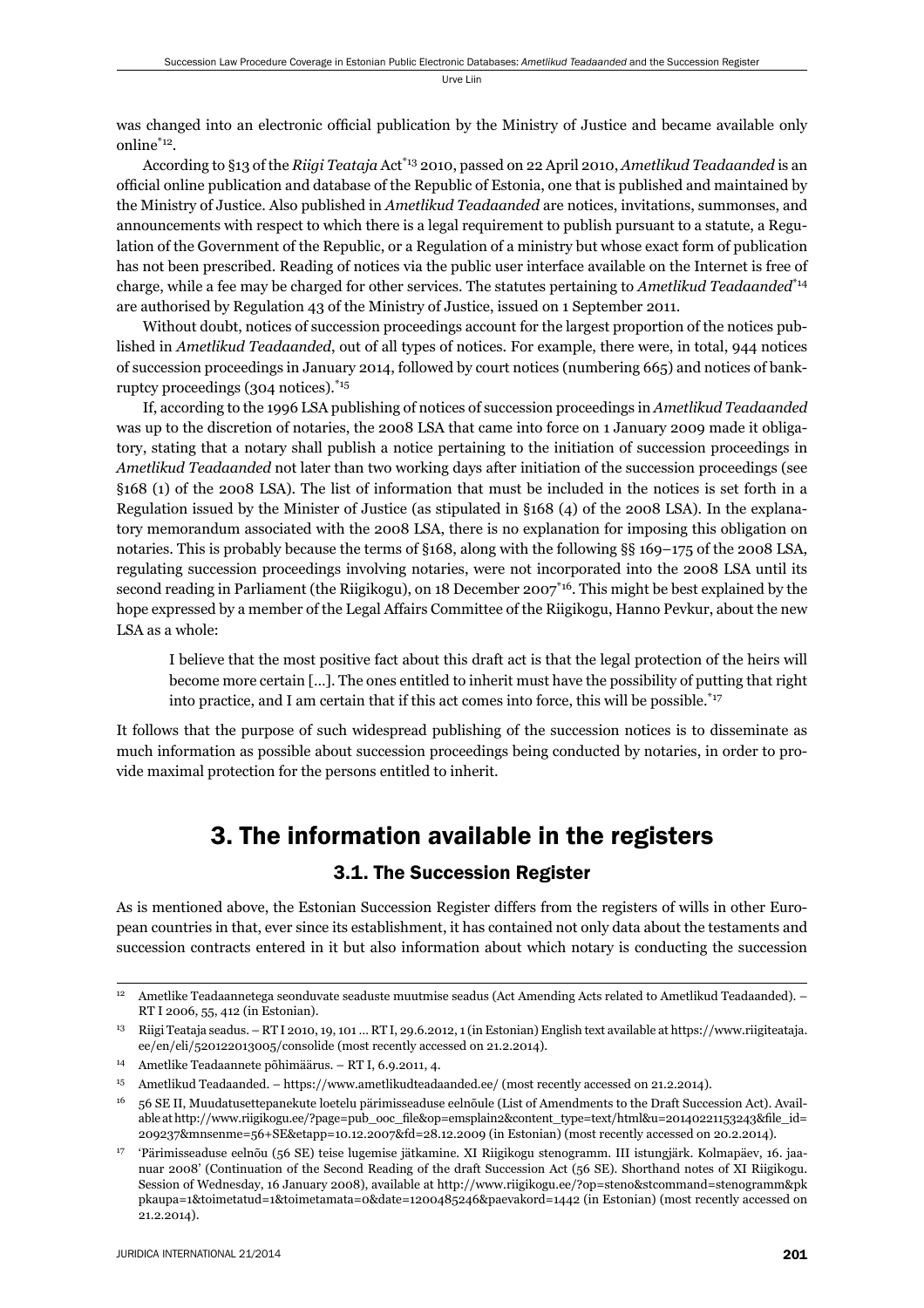was changed into an electronic official publication by the Ministry of Justice and became available only online[*12].

According to §13 of the *Riigi Teataja* Act[*13] 2010, passed on 22 April 2010, *Ametlikud Teadaanded* is an official online publication and database of the Republic of Estonia, one that is published and maintained by the Ministry of Justice. Also published in *Ametlikud Teadaanded* are notices, invitations, summonses, and announcements with respect to which there is a legal requirement to publish pursuant to a statute, a Regulation of the Government of the Republic, or a Regulation of a ministry but whose exact form of publication has not been prescribed. Reading of notices via the public user interface available on the Internet is free of charge, while a fee may be charged for other services. The statutes pertaining to *Ametlikud Teadaanded*[*14] are authorised by Regulation 43 of the Ministry of Justice, issued on 1 September 2011.

Without doubt, notices of succession proceedings account for the largest proportion of the notices published in *Ametlikud Teadaanded*, out of all types of notices. For example, there were, in total, 944 notices of succession proceedings in January 2014, followed by court notices (numbering 665) and notices of bankruptcy proceedings (304 notices).[*15]

If, according to the 1996 LSA publishing of notices of succession proceedings in *Ametlikud Teadaanded* was up to the discretion of notaries, the 2008 LSA that came into force on 1 January 2009 made it obligatory, stating that a notary shall publish a notice pertaining to the initiation of succession proceedings in *Ametlikud Teadaanded* not later than two working days after initiation of the succession proceedings (see §168 (1) of the 2008 LSA). The list of information that must be included in the notices is set forth in a Regulation issued by the Minister of Justice (as stipulated in §168 (4) of the 2008 LSA). In the explanatory memorandum associated with the 2008 LSA, there is no explanation for imposing this obligation on notaries. This is probably because the terms of §168, along with the following §§ 169–175 of the 2008 LSA, regulating succession proceedings involving notaries, were not incorporated into the 2008 LSA until its second reading in Parliament (the Riigikogu), on 18 December 2007[*16]. This might be best explained by the hope expressed by a member of the Legal Affairs Committee of the Riigikogu, Hanno Pevkur, about the new LSA as a whole:

> I believe that the most positive fact about this draft act is that the legal protection of the heirs will become more certain [...]. The ones entitled to inherit must have the possibility of putting that right into practice, and I am certain that if this act comes into force, this will be possible.[*17]

It follows that the purpose of such widespread publishing of the succession notices is to disseminate as much information as possible about succession proceedings being conducted by notaries, in order to provide maximal protection for the persons entitled to inherit.

## 3. The information available in the registers

### 3.1. The Succession Register

As is mentioned above, the Estonian Succession Register differs from the registers of wills in other European countries in that, ever since its establishment, it has contained not only data about the testaments and succession contracts entered in it but also information about which notary is conducting the succession

---

12 Ametlike Teadaannetega seonduvate seaduste muutmise seadus (Act Amending Acts related to Ametlikud Teadaanded). – RT I 2006, 55, 412 (in Estonian).

13 Riigi Teataja seadus. – RT I 2010, 19, 101 ... RT I, 29.6.2012, 1 (in Estonian) English text available at https://www.riigiteataja.ee/en/eli/520122013005/consolide (most recently accessed on 21.2.2014).

14 Ametlike Teadaannete põhimäärus. – RT I, 6.9.2011, 4.

15 Ametlikud Teadaanded. – https://www.ametlikudteadaanded.ee/ (most recently accessed on 21.2.2014).

16 56 SE II, Muudatusettepanekute loetelu pärimisseaduse eelnõule (List of Amendments to the Draft Succession Act). Available at http://www.riigikogu.ee/?page=pub_ooc_file&op=emsplain2&content_type=text/html&u=20140221153243&file_id=209237&mnsenme=56+SE&etapp=10.12.2007&fd=28.12.2009 (in Estonian) (most recently accessed on 20.2.2014).

17 'Pärimisseaduse eelnõu (56 SE) teise lugemise jätkamine. XI Riigikogu stenogramm. III istungjärk. Kolmapäev, 16. jaanuar 2008' (Continuation of the Second Reading of the draft Succession Act (56 SE). Shorthand notes of XI Riigikogu. Session of Wednesday, 16 January 2008), available at http://www.riigikogu.ee/?op=steno&stcommand=stenogramm&pkpkaupa=1&toimetatud=1&toimetamata=0&date=1200485246&paevakord=1442 (in Estonian) (most recently accessed on 21.2.2014).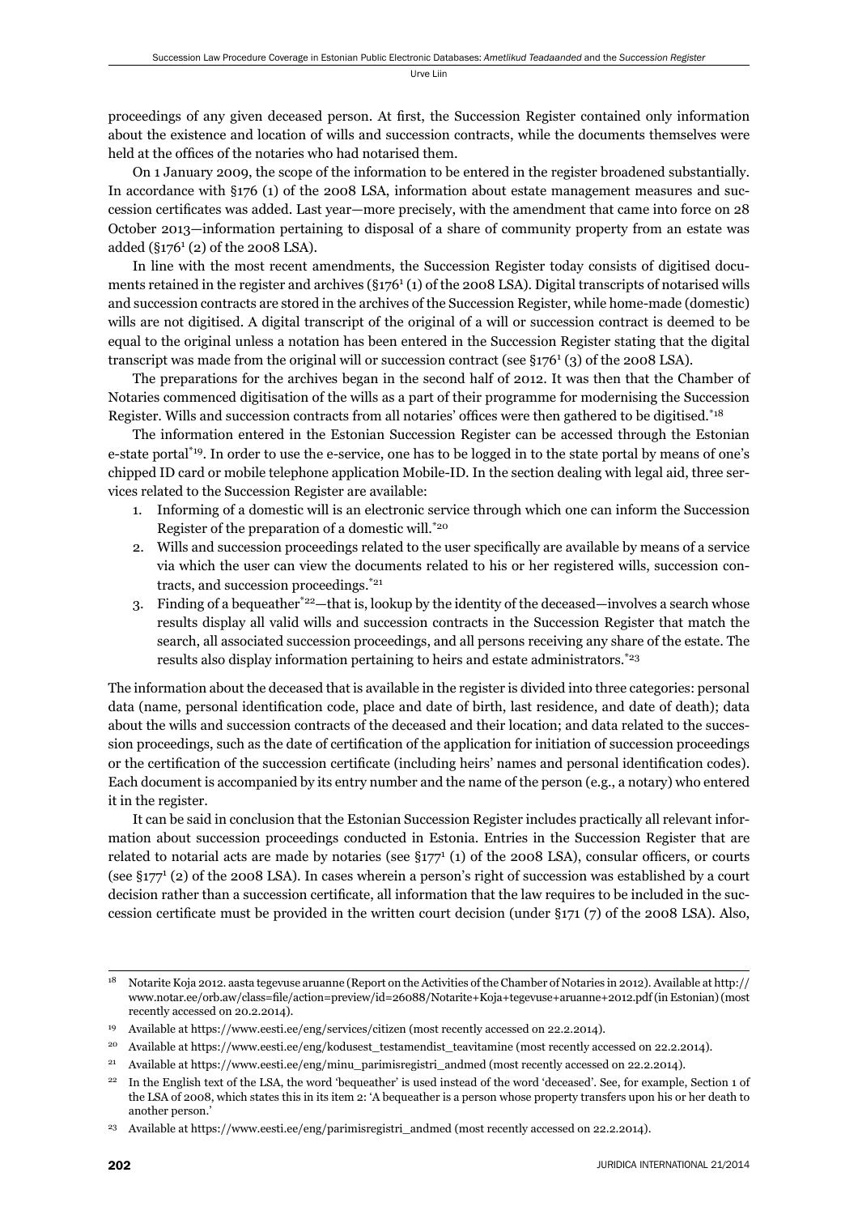proceedings of any given deceased person. At first, the Succession Register contained only information about the existence and location of wills and succession contracts, while the documents themselves were held at the offices of the notaries who had notarised them.

On 1 January 2009, the scope of the information to be entered in the register broadened substantially. In accordance with §176 (1) of the 2008 LSA, information about estate management measures and succession certificates was added. Last year—more precisely, with the amendment that came into force on 28 October 2013—information pertaining to disposal of a share of community property from an estate was added (§176[1] (2) of the 2008 LSA).

In line with the most recent amendments, the Succession Register today consists of digitised documents retained in the register and archives (§176[1] (1) of the 2008 LSA). Digital transcripts of notarised wills and succession contracts are stored in the archives of the Succession Register, while home-made (domestic) wills are not digitised. A digital transcript of the original of a will or succession contract is deemed to be equal to the original unless a notation has been entered in the Succession Register stating that the digital transcript was made from the original will or succession contract (see §176[1] (3) of the 2008 LSA).

The preparations for the archives began in the second half of 2012. It was then that the Chamber of Notaries commenced digitisation of the wills as a part of their programme for modernising the Succession Register. Wills and succession contracts from all notaries' offices were then gathered to be digitised.[*18]

The information entered in the Estonian Succession Register can be accessed through the Estonian e-state portal[*19]. In order to use the e-service, one has to be logged in to the state portal by means of one's chipped ID card or mobile telephone application Mobile-ID. In the section dealing with legal aid, three services related to the Succession Register are available:

1. Informing of a domestic will is an electronic service through which one can inform the Succession Register of the preparation of a domestic will.[*20]
2. Wills and succession proceedings related to the user specifically are available by means of a service via which the user can view the documents related to his or her registered wills, succession contracts, and succession proceedings.[*21]
3. Finding of a bequeather[*22]—that is, lookup by the identity of the deceased—involves a search whose results display all valid wills and succession contracts in the Succession Register that match the search, all associated succession proceedings, and all persons receiving any share of the estate. The results also display information pertaining to heirs and estate administrators.[*23]

The information about the deceased that is available in the register is divided into three categories: personal data (name, personal identification code, place and date of birth, last residence, and date of death); data about the wills and succession contracts of the deceased and their location; and data related to the succession proceedings, such as the date of certification of the application for initiation of succession proceedings or the certification of the succession certificate (including heirs' names and personal identification codes). Each document is accompanied by its entry number and the name of the person (e.g., a notary) who entered it in the register.

It can be said in conclusion that the Estonian Succession Register includes practically all relevant information about succession proceedings conducted in Estonia. Entries in the Succession Register that are related to notarial acts are made by notaries (see §177[1] (1) of the 2008 LSA), consular officers, or courts (see §177[1] (2) of the 2008 LSA). In cases wherein a person's right of succession was established by a court decision rather than a succession certificate, all information that the law requires to be included in the succession certificate must be provided in the written court decision (under §171 (7) of the 2008 LSA). Also,

---

[18] Notarite Koja 2012. aasta tegevuse aruanne (Report on the Activities of the Chamber of Notaries in 2012). Available at http://www.notar.ee/orb.aw/class=file/action=preview/id=26088/Notarite+Koja+tegevuse+aruanne+2012.pdf (in Estonian) (most recently accessed on 20.2.2014).

[19] Available at https://www.eesti.ee/eng/services/citizen (most recently accessed on 22.2.2014).

[20] Available at https://www.eesti.ee/eng/kodusest_testamendist_teavitamine (most recently accessed on 22.2.2014).

[21] Available at https://www.eesti.ee/eng/minu_parimisregistri_andmed (most recently accessed on 22.2.2014).

[22] In the English text of the LSA, the word 'bequeather' is used instead of the word 'deceased'. See, for example, Section 1 of the LSA of 2008, which states this in its item 2: 'A bequeather is a person whose property transfers upon his or her death to another person.'

[23] Available at https://www.eesti.ee/eng/parimisregistri_andmed (most recently accessed on 22.2.2014).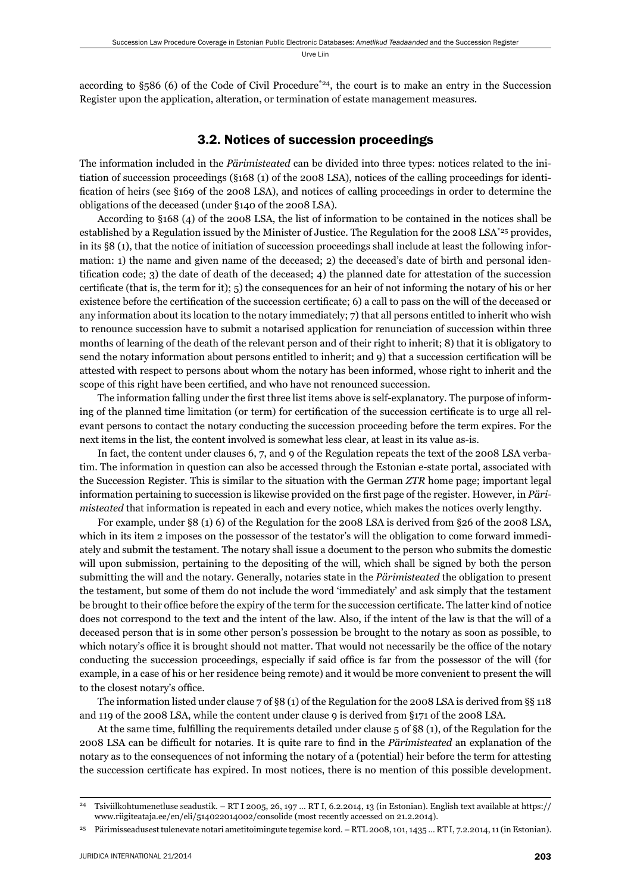according to §586 (6) of the Code of Civil Procedure[*24], the court is to make an entry in the Succession Register upon the application, alteration, or termination of estate management measures.

### 3.2. Notices of succession proceedings

The information included in the *Pärimisteated* can be divided into three types: notices related to the initiation of succession proceedings (§168 (1) of the 2008 LSA), notices of the calling proceedings for identification of heirs (see §169 of the 2008 LSA), and notices of calling proceedings in order to determine the obligations of the deceased (under §140 of the 2008 LSA).

According to §168 (4) of the 2008 LSA, the list of information to be contained in the notices shall be established by a Regulation issued by the Minister of Justice. The Regulation for the 2008 LSA[*25] provides, in its §8 (1), that the notice of initiation of succession proceedings shall include at least the following information: 1) the name and given name of the deceased; 2) the deceased's date of birth and personal identification code; 3) the date of death of the deceased; 4) the planned date for attestation of the succession certificate (that is, the term for it); 5) the consequences for an heir of not informing the notary of his or her existence before the certification of the succession certificate; 6) a call to pass on the will of the deceased or any information about its location to the notary immediately; 7) that all persons entitled to inherit who wish to renounce succession have to submit a notarised application for renunciation of succession within three months of learning of the death of the relevant person and of their right to inherit; 8) that it is obligatory to send the notary information about persons entitled to inherit; and 9) that a succession certification will be attested with respect to persons about whom the notary has been informed, whose right to inherit and the scope of this right have been certified, and who have not renounced succession.

The information falling under the first three list items above is self-explanatory. The purpose of informing of the planned time limitation (or term) for certification of the succession certificate is to urge all relevant persons to contact the notary conducting the succession proceeding before the term expires. For the next items in the list, the content involved is somewhat less clear, at least in its value as-is.

In fact, the content under clauses 6, 7, and 9 of the Regulation repeats the text of the 2008 LSA verbatim. The information in question can also be accessed through the Estonian e-state portal, associated with the Succession Register. This is similar to the situation with the German *ZTR* home page; important legal information pertaining to succession is likewise provided on the first page of the register. However, in *Pärimisteated* that information is repeated in each and every notice, which makes the notices overly lengthy.

For example, under §8 (1) 6) of the Regulation for the 2008 LSA is derived from §26 of the 2008 LSA, which in its item 2 imposes on the possessor of the testator's will the obligation to come forward immediately and submit the testament. The notary shall issue a document to the person who submits the domestic will upon submission, pertaining to the depositing of the will, which shall be signed by both the person submitting the will and the notary. Generally, notaries state in the *Pärimisteated* the obligation to present the testament, but some of them do not include the word 'immediately' and ask simply that the testament be brought to their office before the expiry of the term for the succession certificate. The latter kind of notice does not correspond to the text and the intent of the law. Also, if the intent of the law is that the will of a deceased person that is in some other person's possession be brought to the notary as soon as possible, to which notary's office it is brought should not matter. That would not necessarily be the office of the notary conducting the succession proceedings, especially if said office is far from the possessor of the will (for example, in a case of his or her residence being remote) and it would be more convenient to present the will to the closest notary's office.

The information listed under clause 7 of §8 (1) of the Regulation for the 2008 LSA is derived from §§ 118 and 119 of the 2008 LSA, while the content under clause 9 is derived from §171 of the 2008 LSA.

At the same time, fulfilling the requirements detailed under clause 5 of §8 (1), of the Regulation for the 2008 LSA can be difficult for notaries. It is quite rare to find in the *Pärimisteated* an explanation of the notary as to the consequences of not informing the notary of a (potential) heir before the term for attesting the succession certificate has expired. In most notices, there is no mention of this possible development.

---

[24] Tsiviilkohtumenetluse seadustik. – RT I 2005, 26, 197 ... RT I, 6.2.2014, 13 (in Estonian). English text available at https://www.riigiteataja.ee/en/eli/514022014002/consolide (most recently accessed on 21.2.2014).

[25] Pärimisseadusest tulenevate notari ametitoimingute tegemise kord. – RTL 2008, 101, 1435 ... RT I, 7.2.2014, 11 (in Estonian).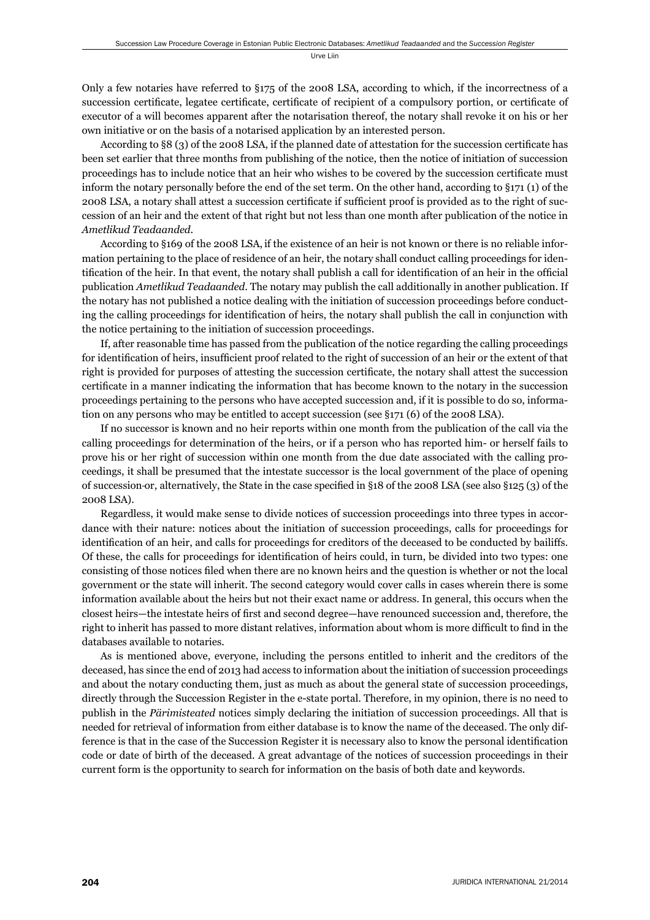Only a few notaries have referred to §175 of the 2008 LSA, according to which, if the incorrectness of a succession certificate, legatee certificate, certificate of recipient of a compulsory portion, or certificate of executor of a will becomes apparent after the notarisation thereof, the notary shall revoke it on his or her own initiative or on the basis of a notarised application by an interested person.

According to §8 (3) of the 2008 LSA, if the planned date of attestation for the succession certificate has been set earlier that three months from publishing of the notice, then the notice of initiation of succession proceedings has to include notice that an heir who wishes to be covered by the succession certificate must inform the notary personally before the end of the set term. On the other hand, according to §171 (1) of the 2008 LSA, a notary shall attest a succession certificate if sufficient proof is provided as to the right of succession of an heir and the extent of that right but not less than one month after publication of the notice in *Ametlikud Teadaanded*.

According to §169 of the 2008 LSA, if the existence of an heir is not known or there is no reliable information pertaining to the place of residence of an heir, the notary shall conduct calling proceedings for identification of the heir. In that event, the notary shall publish a call for identification of an heir in the official publication *Ametlikud Teadaanded*. The notary may publish the call additionally in another publication. If the notary has not published a notice dealing with the initiation of succession proceedings before conducting the calling proceedings for identification of heirs, the notary shall publish the call in conjunction with the notice pertaining to the initiation of succession proceedings.

If, after reasonable time has passed from the publication of the notice regarding the calling proceedings for identification of heirs, insufficient proof related to the right of succession of an heir or the extent of that right is provided for purposes of attesting the succession certificate, the notary shall attest the succession certificate in a manner indicating the information that has become known to the notary in the succession proceedings pertaining to the persons who have accepted succession and, if it is possible to do so, information on any persons who may be entitled to accept succession (see §171 (6) of the 2008 LSA).

If no successor is known and no heir reports within one month from the publication of the call via the calling proceedings for determination of the heirs, or if a person who has reported him- or herself fails to prove his or her right of succession within one month from the due date associated with the calling proceedings, it shall be presumed that the intestate successor is the local government of the place of opening of succession-or, alternatively, the State in the case specified in §18 of the 2008 LSA (see also §125 (3) of the 2008 LSA).

Regardless, it would make sense to divide notices of succession proceedings into three types in accordance with their nature: notices about the initiation of succession proceedings, calls for proceedings for identification of an heir, and calls for proceedings for creditors of the deceased to be conducted by bailiffs. Of these, the calls for proceedings for identification of heirs could, in turn, be divided into two types: one consisting of those notices filed when there are no known heirs and the question is whether or not the local government or the state will inherit. The second category would cover calls in cases wherein there is some information available about the heirs but not their exact name or address. In general, this occurs when the closest heirs—the intestate heirs of first and second degree—have renounced succession and, therefore, the right to inherit has passed to more distant relatives, information about whom is more difficult to find in the databases available to notaries.

As is mentioned above, everyone, including the persons entitled to inherit and the creditors of the deceased, has since the end of 2013 had access to information about the initiation of succession proceedings and about the notary conducting them, just as much as about the general state of succession proceedings, directly through the Succession Register in the e-state portal. Therefore, in my opinion, there is no need to publish in the *Pärimisteated* notices simply declaring the initiation of succession proceedings. All that is needed for retrieval of information from either database is to know the name of the deceased. The only difference is that in the case of the Succession Register it is necessary also to know the personal identification code or date of birth of the deceased. A great advantage of the notices of succession proceedings in their current form is the opportunity to search for information on the basis of both date and keywords.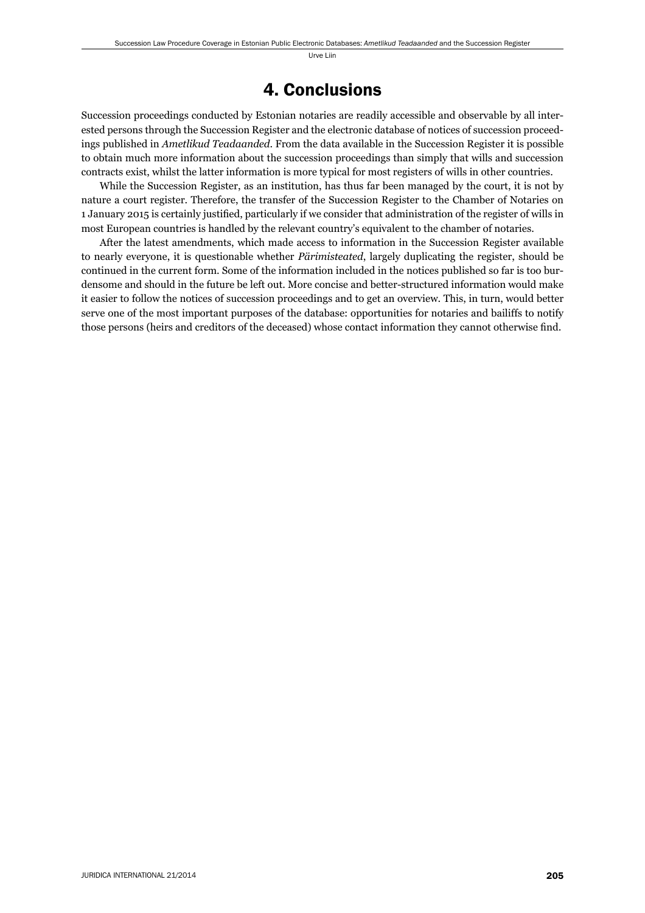## 4. Conclusions

Succession proceedings conducted by Estonian notaries are readily accessible and observable by all interested persons through the Succession Register and the electronic database of notices of succession proceedings published in *Ametlikud Teadaanded*. From the data available in the Succession Register it is possible to obtain much more information about the succession proceedings than simply that wills and succession contracts exist, whilst the latter information is more typical for most registers of wills in other countries.

While the Succession Register, as an institution, has thus far been managed by the court, it is not by nature a court register. Therefore, the transfer of the Succession Register to the Chamber of Notaries on 1 January 2015 is certainly justified, particularly if we consider that administration of the register of wills in most European countries is handled by the relevant country's equivalent to the chamber of notaries.

After the latest amendments, which made access to information in the Succession Register available to nearly everyone, it is questionable whether *Pärimisteated*, largely duplicating the register, should be continued in the current form. Some of the information included in the notices published so far is too burdensome and should in the future be left out. More concise and better-structured information would make it easier to follow the notices of succession proceedings and to get an overview. This, in turn, would better serve one of the most important purposes of the database: opportunities for notaries and bailiffs to notify those persons (heirs and creditors of the deceased) whose contact information they cannot otherwise find.